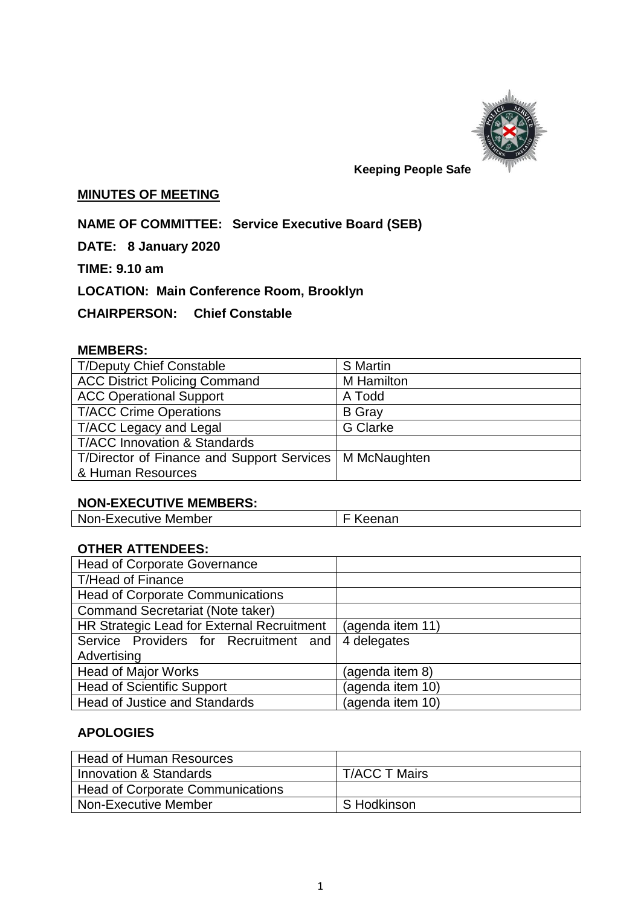Keeping People Safe

**MINUTES OF MEETING**

**NAME OF COMMITTEE: Service Executive Board (SEB)**

**DATE: 8 January 2020**

**TIME: 9.10 am**

**LOCATION: Main Conference Room, Brooklyn**

**CHAIRPERSON: Chief Constable**

**MEMBERS:**

| | |
|---|---|
| T/Deputy Chief Constable | S Martin |
| ACC District Policing Command | M Hamilton |
| ACC Operational Support | A Todd |
| T/ACC Crime Operations | B Gray |
| T/ACC Legacy and Legal | G Clarke |
| T/ACC Innovation & Standards | |
| T/Director of Finance and Support Services & Human Resources | M McNaughten |

**NON-EXECUTIVE MEMBERS:**

| | |
|---|---|
| Non-Executive Member | F Keenan |

**OTHER ATTENDEES:**

| | |
|---|---|
| Head of Corporate Governance | |
| T/Head of Finance | |
| Head of Corporate Communications | |
| Command Secretariat (Note taker) | |
| HR Strategic Lead for External Recruitment | (agenda item 11) |
| Service Providers for Recruitment and Advertising | 4 delegates |
| Head of Major Works | (agenda item 8) |
| Head of Scientific Support | (agenda item 10) |
| Head of Justice and Standards | (agenda item 10) |

**APOLOGIES**

| | |
|---|---|
| Head of Human Resources | |
| Innovation & Standards | T/ACC T Mairs |
| Head of Corporate Communications | |
| Non-Executive Member | S Hodkinson |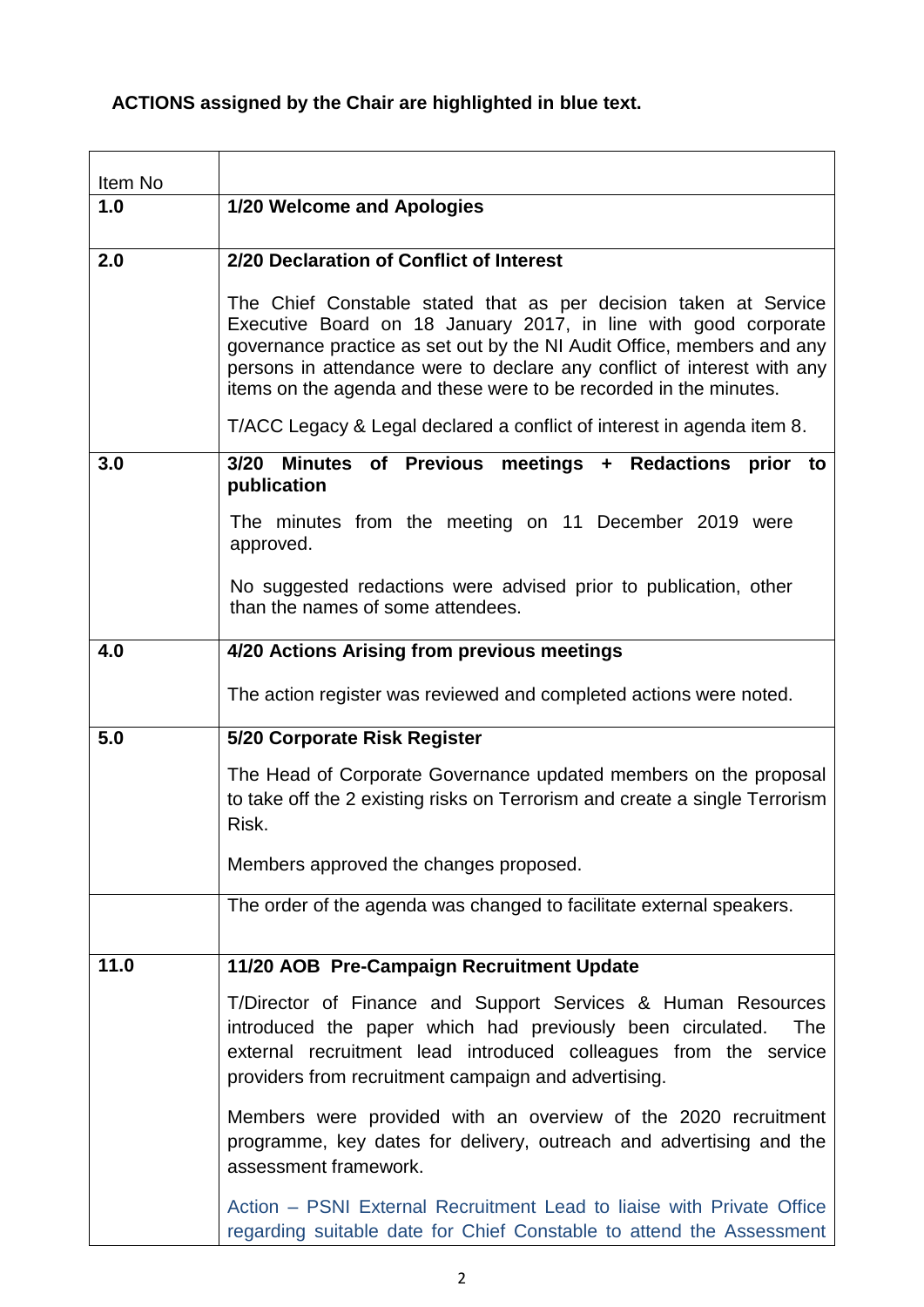**ACTIONS assigned by the Chair are highlighted in blue text.**

| Item No | |
|---|---|
| **1.0** | **1/20 Welcome and Apologies** |
| **2.0** | **2/20 Declaration of Conflict of Interest**<br><br>The Chief Constable stated that as per decision taken at Service Executive Board on 18 January 2017, in line with good corporate governance practice as set out by the NI Audit Office, members and any persons in attendance were to declare any conflict of interest with any items on the agenda and these were to be recorded in the minutes.<br><br>T/ACC Legacy & Legal declared a conflict of interest in agenda item 8. |
| **3.0** | **3/20 Minutes of Previous meetings + Redactions prior to publication**<br><br>The minutes from the meeting on 11 December 2019 were approved.<br><br>No suggested redactions were advised prior to publication, other than the names of some attendees. |
| **4.0** | **4/20 Actions Arising from previous meetings**<br><br>The action register was reviewed and completed actions were noted. |
| **5.0** | **5/20 Corporate Risk Register**<br><br>The Head of Corporate Governance updated members on the proposal to take off the 2 existing risks on Terrorism and create a single Terrorism Risk.<br><br>Members approved the changes proposed. |
| | The order of the agenda was changed to facilitate external speakers. |
| **11.0** | **11/20 AOB Pre-Campaign Recruitment Update**<br><br>T/Director of Finance and Support Services & Human Resources introduced the paper which had previously been circulated. The external recruitment lead introduced colleagues from the service providers from recruitment campaign and advertising.<br><br>Members were provided with an overview of the 2020 recruitment programme, key dates for delivery, outreach and advertising and the assessment framework.<br><br>Action – PSNI External Recruitment Lead to liaise with Private Office regarding suitable date for Chief Constable to attend the Assessment |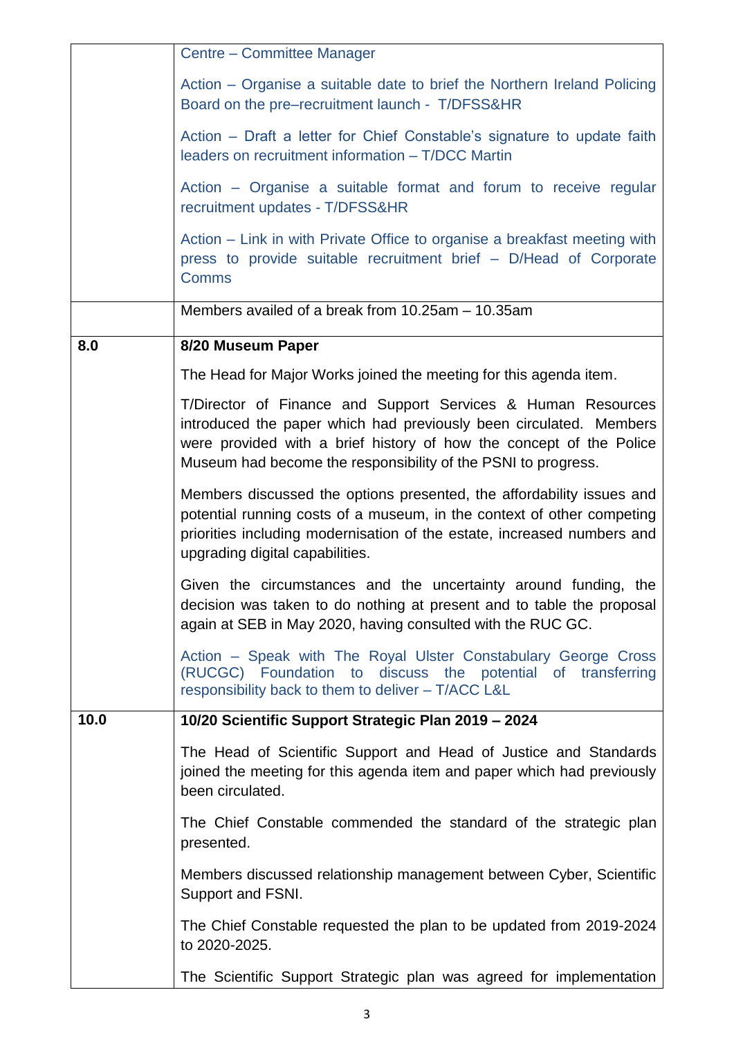| | |
|---|---|
| | Centre – Committee Manager<br><br>Action – Organise a suitable date to brief the Northern Ireland Policing Board on the pre–recruitment launch - T/DFSS&HR<br><br>Action – Draft a letter for Chief Constable's signature to update faith leaders on recruitment information – T/DCC Martin<br><br>Action – Organise a suitable format and forum to receive regular recruitment updates - T/DFSS&HR<br><br>Action – Link in with Private Office to organise a breakfast meeting with press to provide suitable recruitment brief – D/Head of Corporate Comms |
| | Members availed of a break from 10.25am – 10.35am |
| **8.0** | **8/20 Museum Paper**<br><br>The Head for Major Works joined the meeting for this agenda item.<br><br>T/Director of Finance and Support Services & Human Resources introduced the paper which had previously been circulated. Members were provided with a brief history of how the concept of the Police Museum had become the responsibility of the PSNI to progress.<br><br>Members discussed the options presented, the affordability issues and potential running costs of a museum, in the context of other competing priorities including modernisation of the estate, increased numbers and upgrading digital capabilities.<br><br>Given the circumstances and the uncertainty around funding, the decision was taken to do nothing at present and to table the proposal again at SEB in May 2020, having consulted with the RUC GC.<br><br>Action – Speak with The Royal Ulster Constabulary George Cross (RUCGC) Foundation to discuss the potential of transferring responsibility back to them to deliver – T/ACC L&L |
| **10.0** | **10/20 Scientific Support Strategic Plan 2019 – 2024**<br><br>The Head of Scientific Support and Head of Justice and Standards joined the meeting for this agenda item and paper which had previously been circulated.<br><br>The Chief Constable commended the standard of the strategic plan presented.<br><br>Members discussed relationship management between Cyber, Scientific Support and FSNI.<br><br>The Chief Constable requested the plan to be updated from 2019-2024 to 2020-2025.<br><br>The Scientific Support Strategic plan was agreed for implementation |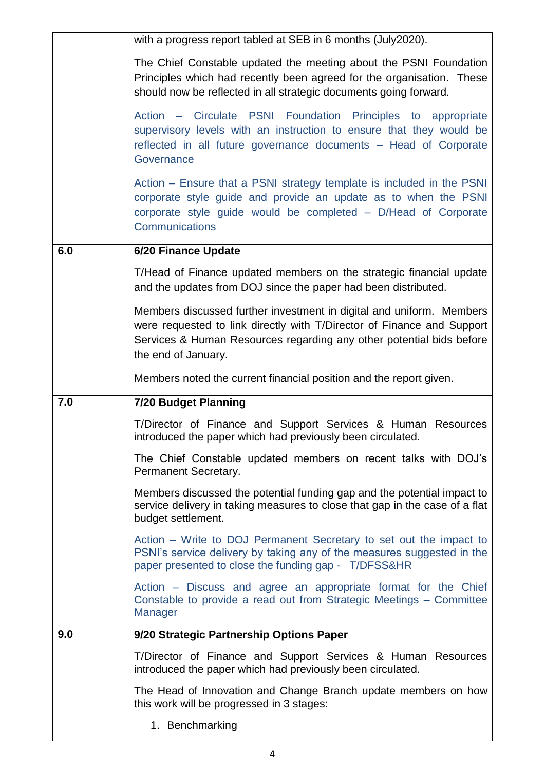| | |
|---|---|
| | with a progress report tabled at SEB in 6 months (July2020).<br><br>The Chief Constable updated the meeting about the PSNI Foundation Principles which had recently been agreed for the organisation. These should now be reflected in all strategic documents going forward.<br><br>Action – Circulate PSNI Foundation Principles to appropriate supervisory levels with an instruction to ensure that they would be reflected in all future governance documents – Head of Corporate Governance<br><br>Action – Ensure that a PSNI strategy template is included in the PSNI corporate style guide and provide an update as to when the PSNI corporate style guide would be completed – D/Head of Corporate Communications |
| **6.0** | **6/20 Finance Update**<br><br>T/Head of Finance updated members on the strategic financial update and the updates from DOJ since the paper had been distributed.<br><br>Members discussed further investment in digital and uniform. Members were requested to link directly with T/Director of Finance and Support Services & Human Resources regarding any other potential bids before the end of January.<br><br>Members noted the current financial position and the report given. |
| **7.0** | **7/20 Budget Planning**<br><br>T/Director of Finance and Support Services & Human Resources introduced the paper which had previously been circulated.<br><br>The Chief Constable updated members on recent talks with DOJ's Permanent Secretary.<br><br>Members discussed the potential funding gap and the potential impact to service delivery in taking measures to close that gap in the case of a flat budget settlement.<br><br>Action – Write to DOJ Permanent Secretary to set out the impact to PSNI's service delivery by taking any of the measures suggested in the paper presented to close the funding gap - T/DFSS&HR<br><br>Action – Discuss and agree an appropriate format for the Chief Constable to provide a read out from Strategic Meetings – Committee Manager |
| **9.0** | **9/20 Strategic Partnership Options Paper**<br><br>T/Director of Finance and Support Services & Human Resources introduced the paper which had previously been circulated.<br><br>The Head of Innovation and Change Branch update members on how this work will be progressed in 3 stages:<br><br>1. Benchmarking |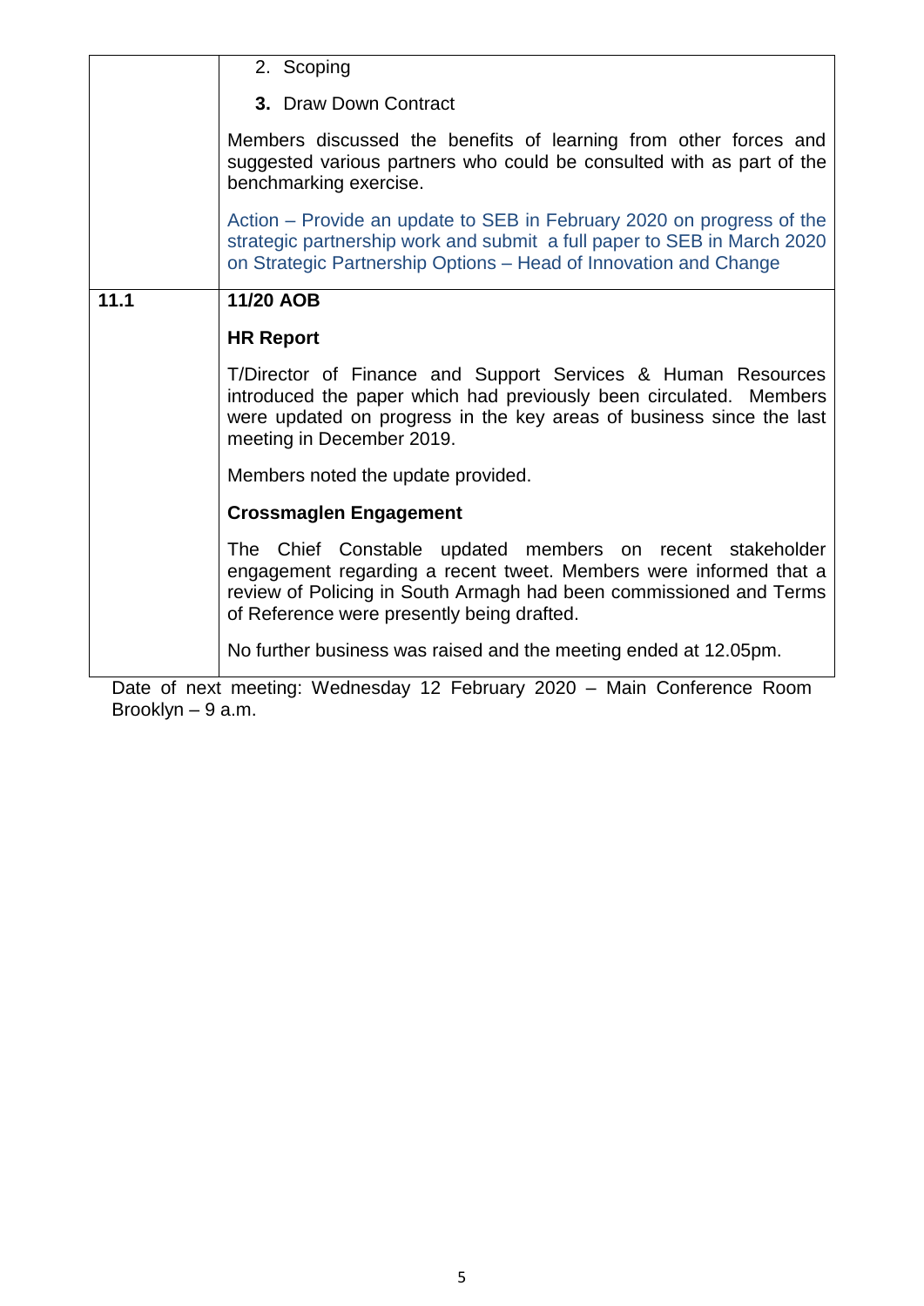| | |
|---|---|
| | 2. Scoping<br><br>**3.** Draw Down Contract<br><br>Members discussed the benefits of learning from other forces and suggested various partners who could be consulted with as part of the benchmarking exercise.<br><br>Action – Provide an update to SEB in February 2020 on progress of the strategic partnership work and submit a full paper to SEB in March 2020 on Strategic Partnership Options – Head of Innovation and Change |
| **11.1** | **11/20 AOB**<br><br>**HR Report**<br><br>T/Director of Finance and Support Services & Human Resources introduced the paper which had previously been circulated. Members were updated on progress in the key areas of business since the last meeting in December 2019.<br><br>Members noted the update provided.<br><br>**Crossmaglen Engagement**<br><br>The Chief Constable updated members on recent stakeholder engagement regarding a recent tweet. Members were informed that a review of Policing in South Armagh had been commissioned and Terms of Reference were presently being drafted.<br><br>No further business was raised and the meeting ended at 12.05pm. |

Date of next meeting: Wednesday 12 February 2020 – Main Conference Room Brooklyn – 9 a.m.